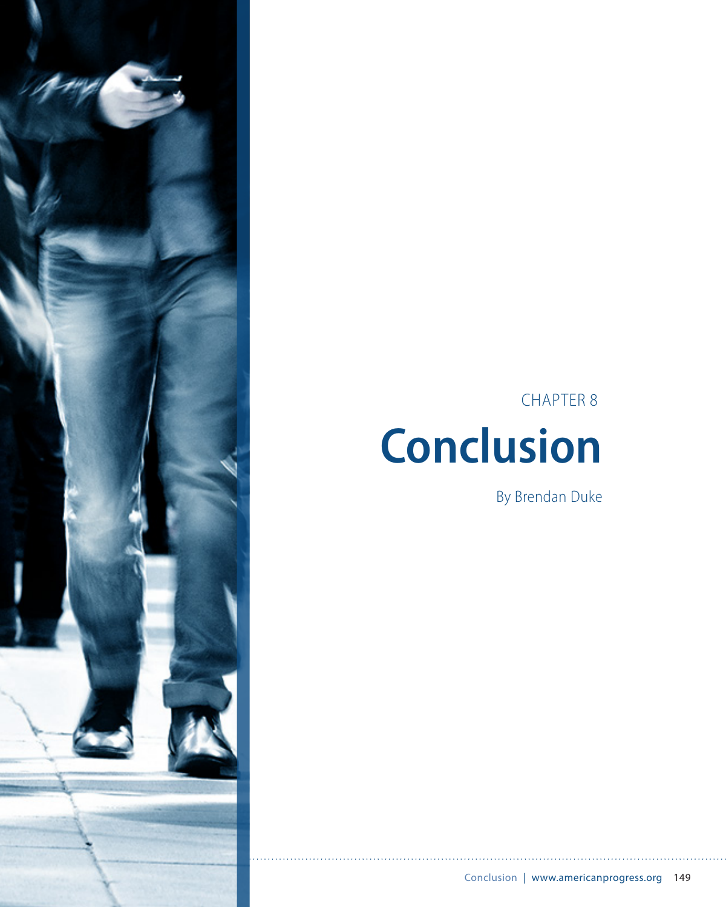CHAPTER 8

# Conclusion

By Brendan Duke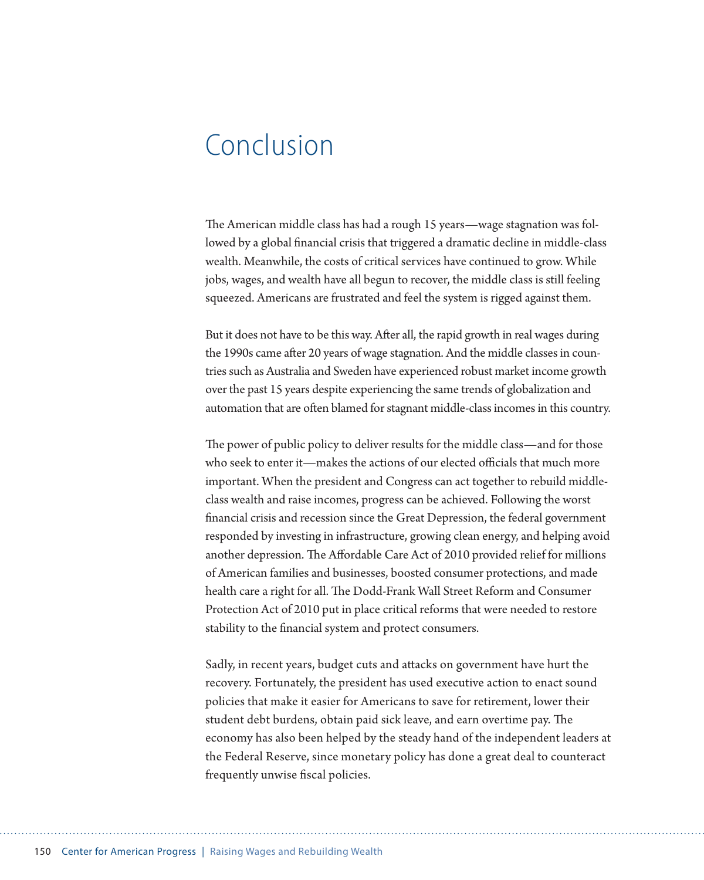# Conclusion

The American middle class has had a rough 15 years—wage stagnation was followed by a global financial crisis that triggered a dramatic decline in middle-class wealth. Meanwhile, the costs of critical services have continued to grow. While jobs, wages, and wealth have all begun to recover, the middle class is still feeling squeezed. Americans are frustrated and feel the system is rigged against them.

But it does not have to be this way. After all, the rapid growth in real wages during the 1990s came after 20 years of wage stagnation. And the middle classes in countries such as Australia and Sweden have experienced robust market income growth over the past 15 years despite experiencing the same trends of globalization and automation that are often blamed for stagnant middle-class incomes in this country.

The power of public policy to deliver results for the middle class—and for those who seek to enter it—makes the actions of our elected officials that much more important. When the president and Congress can act together to rebuild middle-class wealth and raise incomes, progress can be achieved. Following the worst financial crisis and recession since the Great Depression, the federal government responded by investing in infrastructure, growing clean energy, and helping avoid another depression. The Affordable Care Act of 2010 provided relief for millions of American families and businesses, boosted consumer protections, and made health care a right for all. The Dodd-Frank Wall Street Reform and Consumer Protection Act of 2010 put in place critical reforms that were needed to restore stability to the financial system and protect consumers.

Sadly, in recent years, budget cuts and attacks on government have hurt the recovery. Fortunately, the president has used executive action to enact sound policies that make it easier for Americans to save for retirement, lower their student debt burdens, obtain paid sick leave, and earn overtime pay. The economy has also been helped by the steady hand of the independent leaders at the Federal Reserve, since monetary policy has done a great deal to counteract frequently unwise fiscal policies.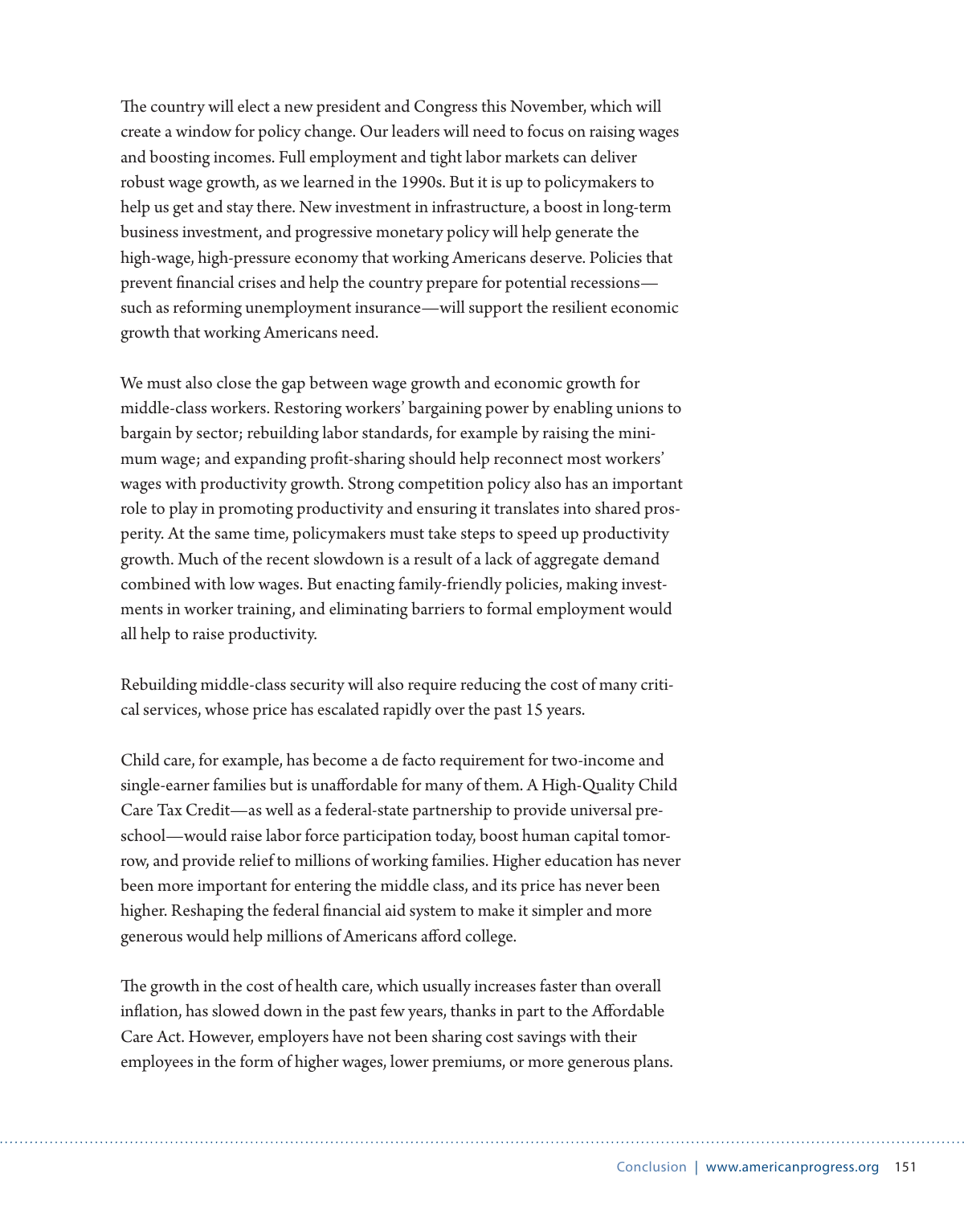The country will elect a new president and Congress this November, which will create a window for policy change. Our leaders will need to focus on raising wages and boosting incomes. Full employment and tight labor markets can deliver robust wage growth, as we learned in the 1990s. But it is up to policymakers to help us get and stay there. New investment in infrastructure, a boost in long-term business investment, and progressive monetary policy will help generate the high-wage, high-pressure economy that working Americans deserve. Policies that prevent financial crises and help the country prepare for potential recessions—such as reforming unemployment insurance—will support the resilient economic growth that working Americans need.

We must also close the gap between wage growth and economic growth for middle-class workers. Restoring workers' bargaining power by enabling unions to bargain by sector; rebuilding labor standards, for example by raising the minimum wage; and expanding profit-sharing should help reconnect most workers' wages with productivity growth. Strong competition policy also has an important role to play in promoting productivity and ensuring it translates into shared prosperity. At the same time, policymakers must take steps to speed up productivity growth. Much of the recent slowdown is a result of a lack of aggregate demand combined with low wages. But enacting family-friendly policies, making investments in worker training, and eliminating barriers to formal employment would all help to raise productivity.

Rebuilding middle-class security will also require reducing the cost of many critical services, whose price has escalated rapidly over the past 15 years.

Child care, for example, has become a de facto requirement for two-income and single-earner families but is unaffordable for many of them. A High-Quality Child Care Tax Credit—as well as a federal-state partnership to provide universal preschool—would raise labor force participation today, boost human capital tomorrow, and provide relief to millions of working families. Higher education has never been more important for entering the middle class, and its price has never been higher. Reshaping the federal financial aid system to make it simpler and more generous would help millions of Americans afford college.

The growth in the cost of health care, which usually increases faster than overall inflation, has slowed down in the past few years, thanks in part to the Affordable Care Act. However, employers have not been sharing cost savings with their employees in the form of higher wages, lower premiums, or more generous plans.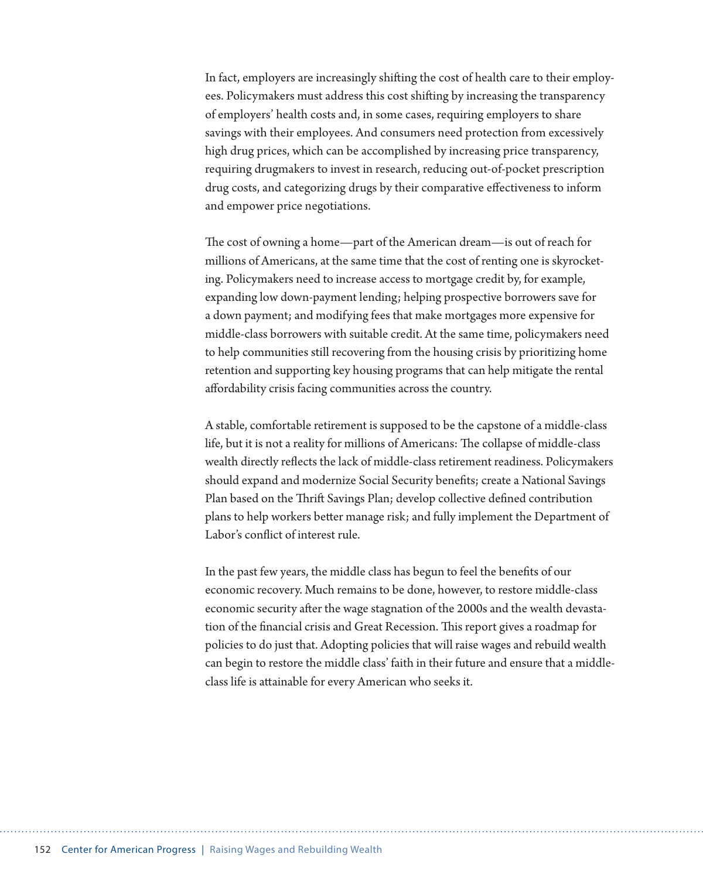In fact, employers are increasingly shifting the cost of health care to their employees. Policymakers must address this cost shifting by increasing the transparency of employers' health costs and, in some cases, requiring employers to share savings with their employees. And consumers need protection from excessively high drug prices, which can be accomplished by increasing price transparency, requiring drugmakers to invest in research, reducing out-of-pocket prescription drug costs, and categorizing drugs by their comparative effectiveness to inform and empower price negotiations.

The cost of owning a home—part of the American dream—is out of reach for millions of Americans, at the same time that the cost of renting one is skyrocketing. Policymakers need to increase access to mortgage credit by, for example, expanding low down-payment lending; helping prospective borrowers save for a down payment; and modifying fees that make mortgages more expensive for middle-class borrowers with suitable credit. At the same time, policymakers need to help communities still recovering from the housing crisis by prioritizing home retention and supporting key housing programs that can help mitigate the rental affordability crisis facing communities across the country.

A stable, comfortable retirement is supposed to be the capstone of a middle-class life, but it is not a reality for millions of Americans: The collapse of middle-class wealth directly reflects the lack of middle-class retirement readiness. Policymakers should expand and modernize Social Security benefits; create a National Savings Plan based on the Thrift Savings Plan; develop collective defined contribution plans to help workers better manage risk; and fully implement the Department of Labor's conflict of interest rule.

In the past few years, the middle class has begun to feel the benefits of our economic recovery. Much remains to be done, however, to restore middle-class economic security after the wage stagnation of the 2000s and the wealth devastation of the financial crisis and Great Recession. This report gives a roadmap for policies to do just that. Adopting policies that will raise wages and rebuild wealth can begin to restore the middle class' faith in their future and ensure that a middle-class life is attainable for every American who seeks it.